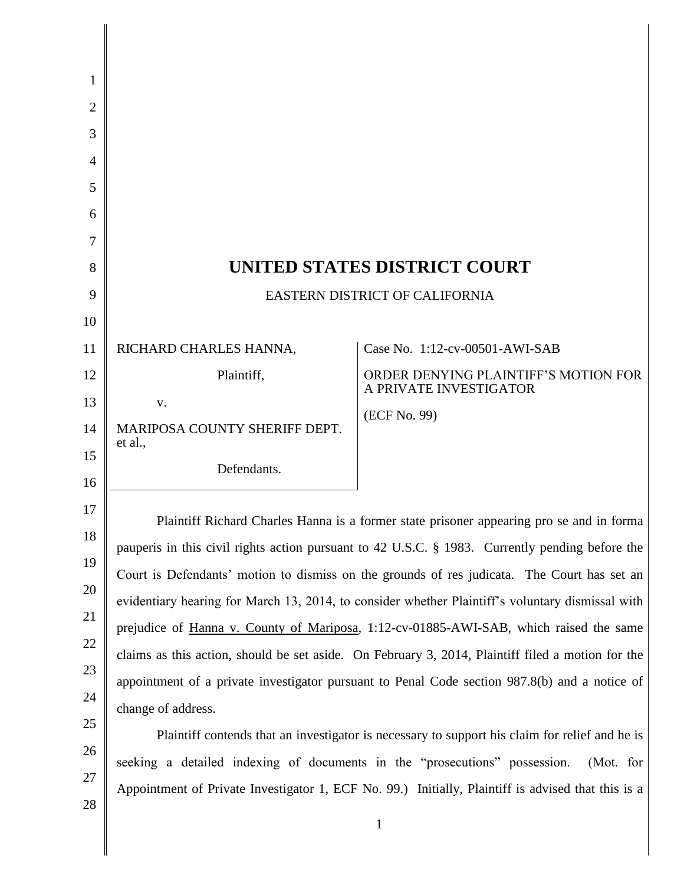# UNITED STATES DISTRICT COURT

EASTERN DISTRICT OF CALIFORNIA

| | |
|---|---|
| RICHARD CHARLES HANNA,<br><br>Plaintiff,<br><br>v.<br><br>MARIPOSA COUNTY SHERIFF DEPT. et al.,<br><br>Defendants. | Case No. 1:12-cv-00501-AWI-SAB<br><br>ORDER DENYING PLAINTIFF'S MOTION FOR A PRIVATE INVESTIGATOR<br><br>(ECF No. 99) |

Plaintiff Richard Charles Hanna is a former state prisoner appearing pro se and in forma pauperis in this civil rights action pursuant to 42 U.S.C. § 1983. Currently pending before the Court is Defendants' motion to dismiss on the grounds of res judicata. The Court has set an evidentiary hearing for March 13, 2014, to consider whether Plaintiff's voluntary dismissal with prejudice of Hanna v. County of Mariposa, 1:12-cv-01885-AWI-SAB, which raised the same claims as this action, should be set aside. On February 3, 2014, Plaintiff filed a motion for the appointment of a private investigator pursuant to Penal Code section 987.8(b) and a notice of change of address.

Plaintiff contends that an investigator is necessary to support his claim for relief and he is seeking a detailed indexing of documents in the "prosecutions" possession. (Mot. for Appointment of Private Investigator 1, ECF No. 99.) Initially, Plaintiff is advised that this is a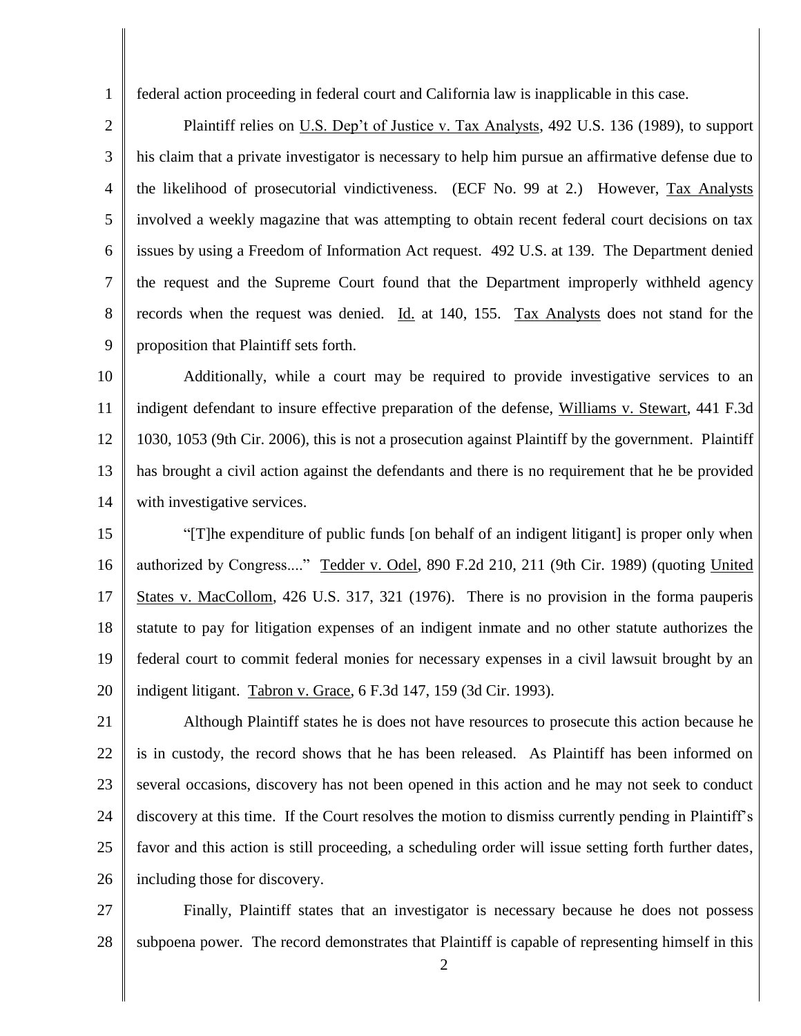federal action proceeding in federal court and California law is inapplicable in this case.

Plaintiff relies on U.S. Dep't of Justice v. Tax Analysts, 492 U.S. 136 (1989), to support his claim that a private investigator is necessary to help him pursue an affirmative defense due to the likelihood of prosecutorial vindictiveness. (ECF No. 99 at 2.) However, Tax Analysts involved a weekly magazine that was attempting to obtain recent federal court decisions on tax issues by using a Freedom of Information Act request. 492 U.S. at 139. The Department denied the request and the Supreme Court found that the Department improperly withheld agency records when the request was denied. Id. at 140, 155. Tax Analysts does not stand for the proposition that Plaintiff sets forth.

Additionally, while a court may be required to provide investigative services to an indigent defendant to insure effective preparation of the defense, Williams v. Stewart, 441 F.3d 1030, 1053 (9th Cir. 2006), this is not a prosecution against Plaintiff by the government. Plaintiff has brought a civil action against the defendants and there is no requirement that he be provided with investigative services.

"[T]he expenditure of public funds [on behalf of an indigent litigant] is proper only when authorized by Congress...." Tedder v. Odel, 890 F.2d 210, 211 (9th Cir. 1989) (quoting United States v. MacCollom, 426 U.S. 317, 321 (1976). There is no provision in the forma pauperis statute to pay for litigation expenses of an indigent inmate and no other statute authorizes the federal court to commit federal monies for necessary expenses in a civil lawsuit brought by an indigent litigant. Tabron v. Grace, 6 F.3d 147, 159 (3d Cir. 1993).

Although Plaintiff states he is does not have resources to prosecute this action because he is in custody, the record shows that he has been released. As Plaintiff has been informed on several occasions, discovery has not been opened in this action and he may not seek to conduct discovery at this time. If the Court resolves the motion to dismiss currently pending in Plaintiff's favor and this action is still proceeding, a scheduling order will issue setting forth further dates, including those for discovery.

Finally, Plaintiff states that an investigator is necessary because he does not possess subpoena power. The record demonstrates that Plaintiff is capable of representing himself in this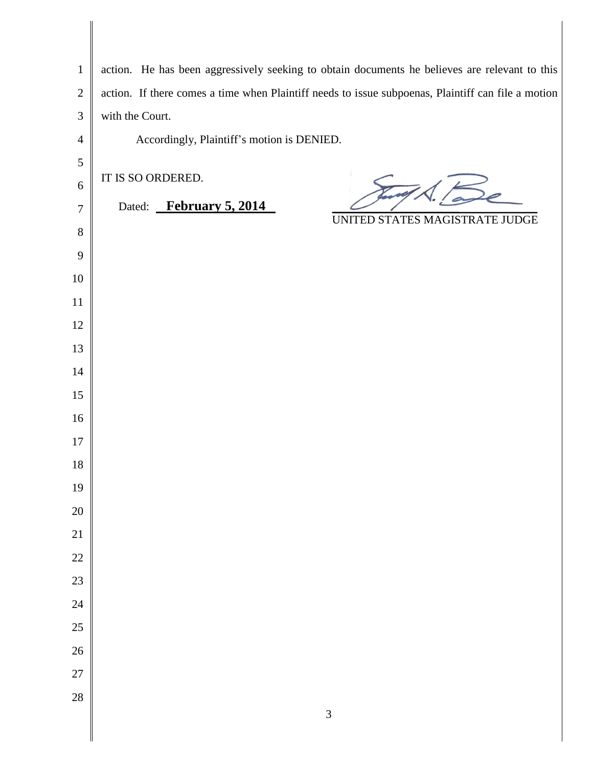action. He has been aggressively seeking to obtain documents he believes are relevant to this action. If there comes a time when Plaintiff needs to issue subpoenas, Plaintiff can file a motion with the Court.

Accordingly, Plaintiff's motion is DENIED.

IT IS SO ORDERED.

Dated: **February 5, 2014**

UNITED STATES MAGISTRATE JUDGE